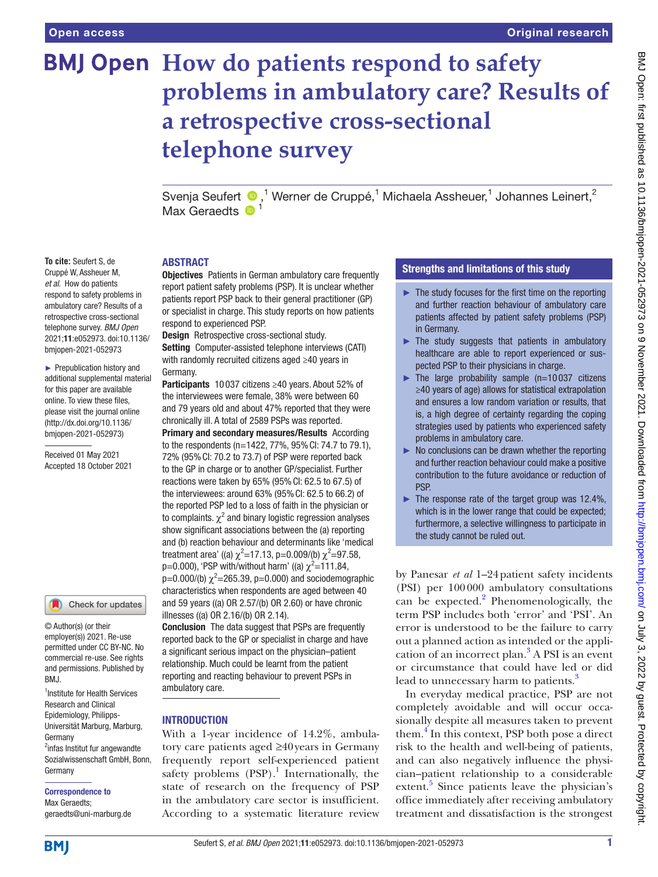# How do patients respond to safety problems in ambulatory care? Results of a retrospective cross-sectional telephone survey

Svenja Seufert [1], Werner de Cruppé,[1] Michaela Assheuer,[1] Johannes Leinert,[2] Max Geraedts [1]

**To cite:** Seufert S, de Cruppé W, Assheuer M, *et al*. How do patients respond to safety problems in ambulatory care? Results of a retrospective cross-sectional telephone survey. *BMJ Open* 2021;**11**:e052973. doi:10.1136/bmjopen-2021-052973

► Prepublication history and additional supplemental material for this paper are available online. To view these files, please visit the journal online (http://dx.doi.org/10.1136/bmjopen-2021-052973).

Received 01 May 2021
Accepted 18 October 2021

© Author(s) (or their employer(s)) 2021. Re-use permitted under CC BY-NC. No commercial re-use. See rights and permissions. Published by BMJ.

[1]Institute for Health Services Research and Clinical Epidemiology, Philipps-Universität Marburg, Marburg, Germany
[2]infas Institut fur angewandte Sozialwissenschaft GmbH, Bonn, Germany

**Correspondence to**
Max Geraedts;
geraedts@uni-marburg.de

## ABSTRACT

**Objectives** Patients in German ambulatory care frequently report patient safety problems (PSP). It is unclear whether patients report PSP back to their general practitioner (GP) or specialist in charge. This study reports on how patients respond to experienced PSP.

**Design** Retrospective cross-sectional study.

**Setting** Computer-assisted telephone interviews (CATI) with randomly recruited citizens aged ≥40 years in Germany.

**Participants** 10 037 citizens ≥40 years. About 52% of the interviewees were female, 38% were between 60 and 79 years old and about 47% reported that they were chronically ill. A total of 2589 PSPs was reported.

**Primary and secondary measures/Results** According to the respondents (n=1422, 77%, 95% CI: 74.7 to 79.1), 72% (95% CI: 70.2 to 73.7) of PSP were reported back to the GP in charge or to another GP/specialist. Further reactions were taken by 65% (95% CI: 62.5 to 67.5) of the interviewees: around 63% (95% CI: 62.5 to 66.2) of the reported PSP led to a loss of faith in the physician or to complaints. $\chi^2$ and binary logistic regression analyses show significant associations between the (a) reporting and (b) reaction behaviour and determinants like 'medical treatment area' ((a) $\chi^2$=17.13, p=0.009/(b) $\chi^2$=97.58, p=0.000), 'PSP with/without harm' ((a) $\chi^2$=111.84, p=0.000/(b) $\chi^2$=265.39, p=0.000) and sociodemographic characteristics when respondents are aged between 40 and 59 years ((a) OR 2.57/(b) OR 2.60) or have chronic illnesses ((a) OR 2.16/(b) OR 2.14).

**Conclusion** The data suggest that PSPs are frequently reported back to the GP or specialist in charge and have a significant serious impact on the physician–patient relationship. Much could be learnt from the patient reporting and reacting behaviour to prevent PSPs in ambulatory care.

### Strengths and limitations of this study

- ► The study focuses for the first time on the reporting and further reaction behaviour of ambulatory care patients affected by patient safety problems (PSP) in Germany.
- ► The study suggests that patients in ambulatory healthcare are able to report experienced or suspected PSP to their physicians in charge.
- ► The large probability sample (n=10 037 citizens ≥40 years of age) allows for statistical extrapolation and ensures a low random variation or results, that is, a high degree of certainty regarding the coping strategies used by patients who experienced safety problems in ambulatory care.
- ► No conclusions can be drawn whether the reporting and further reaction behaviour could make a positive contribution to the future avoidance or reduction of PSP.
- ► The response rate of the target group was 12.4%, which is in the lower range that could be expected; furthermore, a selective willingness to participate in the study cannot be ruled out.

## INTRODUCTION

With a 1-year incidence of 14.2%, ambulatory care patients aged ≥40 years in Germany frequently report self-experienced patient safety problems (PSP).[1] Internationally, the state of research on the frequency of PSP in the ambulatory care sector is insufficient. According to a systematic literature review by Panesar *et al* 1–24 patient safety incidents (PSI) per 100 000 ambulatory consultations can be expected.[2] Phenomenologically, the term PSP includes both 'error' and 'PSI'. An error is understood to be the failure to carry out a planned action as intended or the application of an incorrect plan.[3] A PSI is an event or circumstance that could have led or did lead to unnecessary harm to patients.[3]

In everyday medical practice, PSP are not completely avoidable and will occur occasionally despite all measures taken to prevent them.[4] In this context, PSP both pose a direct risk to the health and well-being of patients, and can also negatively influence the physician–patient relationship to a considerable extent.[5] Since patients leave the physician's office immediately after receiving ambulatory treatment and dissatisfaction is the strongest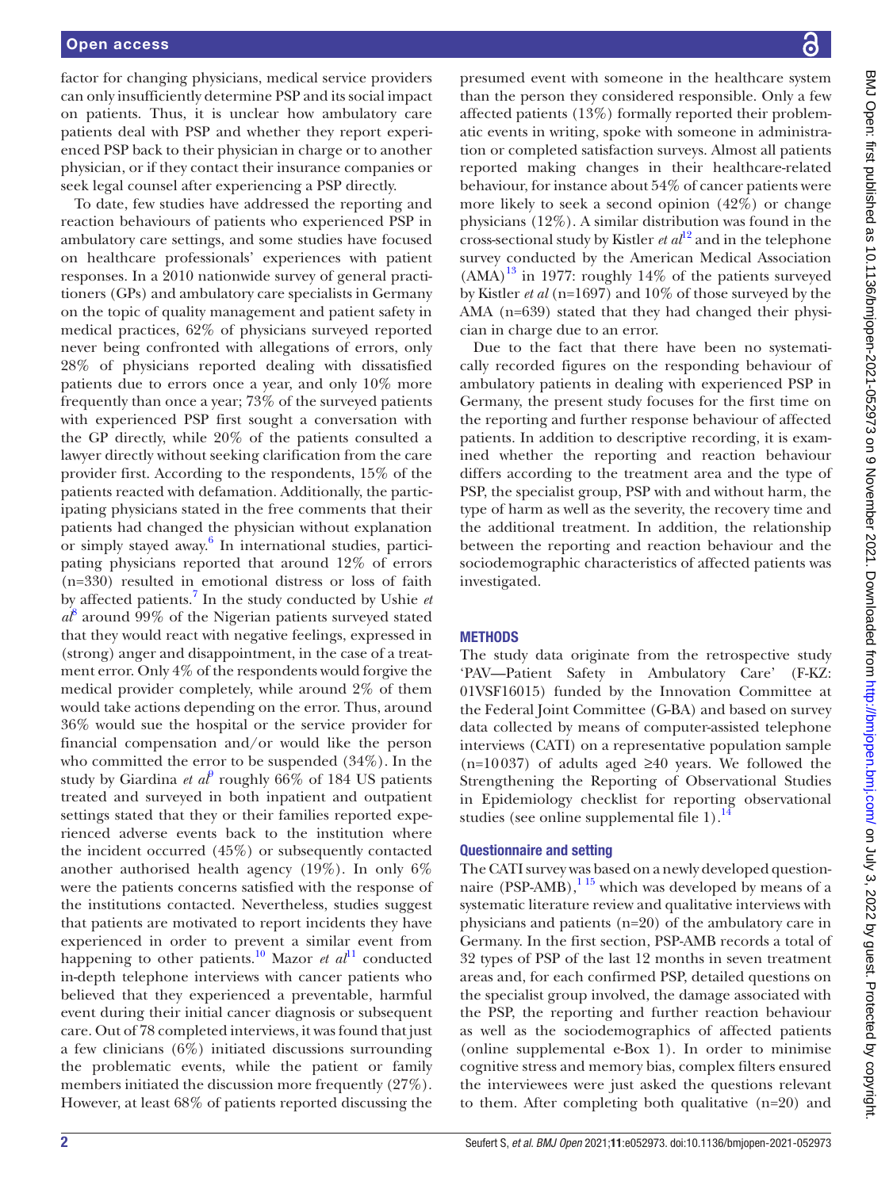factor for changing physicians, medical service providers can only insufficiently determine PSP and its social impact on patients. Thus, it is unclear how ambulatory care patients deal with PSP and whether they report experienced PSP back to their physician in charge or to another physician, or if they contact their insurance companies or seek legal counsel after experiencing a PSP directly.

To date, few studies have addressed the reporting and reaction behaviours of patients who experienced PSP in ambulatory care settings, and some studies have focused on healthcare professionals' experiences with patient responses. In a 2010 nationwide survey of general practitioners (GPs) and ambulatory care specialists in Germany on the topic of quality management and patient safety in medical practices, 62% of physicians surveyed reported never being confronted with allegations of errors, only 28% of physicians reported dealing with dissatisfied patients due to errors once a year, and only 10% more frequently than once a year; 73% of the surveyed patients with experienced PSP first sought a conversation with the GP directly, while 20% of the patients consulted a lawyer directly without seeking clarification from the care provider first. According to the respondents, 15% of the patients reacted with defamation. Additionally, the participating physicians stated in the free comments that their patients had changed the physician without explanation or simply stayed away.[6] In international studies, participating physicians reported that around 12% of errors (n=330) resulted in emotional distress or loss of faith by affected patients.[7] In the study conducted by Ushie *et al*[8] around 99% of the Nigerian patients surveyed stated that they would react with negative feelings, expressed in (strong) anger and disappointment, in the case of a treatment error. Only 4% of the respondents would forgive the medical provider completely, while around 2% of them would take actions depending on the error. Thus, around 36% would sue the hospital or the service provider for financial compensation and/or would like the person who committed the error to be suspended (34%). In the study by Giardina *et al*[9] roughly 66% of 184 US patients treated and surveyed in both inpatient and outpatient settings stated that they or their families reported experienced adverse events back to the institution where the incident occurred (45%) or subsequently contacted another authorised health agency (19%). In only 6% were the patients concerns satisfied with the response of the institutions contacted. Nevertheless, studies suggest that patients are motivated to report incidents they have experienced in order to prevent a similar event from happening to other patients.[10] Mazor *et al*[11] conducted in-depth telephone interviews with cancer patients who believed that they experienced a preventable, harmful event during their initial cancer diagnosis or subsequent care. Out of 78 completed interviews, it was found that just a few clinicians (6%) initiated discussions surrounding the problematic events, while the patient or family members initiated the discussion more frequently (27%). However, at least 68% of patients reported discussing the presumed event with someone in the healthcare system than the person they considered responsible. Only a few affected patients (13%) formally reported their problematic events in writing, spoke with someone in administration or completed satisfaction surveys. Almost all patients reported making changes in their healthcare-related behaviour, for instance about 54% of cancer patients were more likely to seek a second opinion (42%) or change physicians (12%). A similar distribution was found in the cross-sectional study by Kistler *et al*[12] and in the telephone survey conducted by the American Medical Association (AMA)[13] in 1977: roughly 14% of the patients surveyed by Kistler *et al* (n=1697) and 10% of those surveyed by the AMA (n=639) stated that they had changed their physician in charge due to an error.

Due to the fact that there have been no systematically recorded figures on the responding behaviour of ambulatory patients in dealing with experienced PSP in Germany, the present study focuses for the first time on the reporting and further response behaviour of affected patients. In addition to descriptive recording, it is examined whether the reporting and reaction behaviour differs according to the treatment area and the type of PSP, the specialist group, PSP with and without harm, the type of harm as well as the severity, the recovery time and the additional treatment. In addition, the relationship between the reporting and reaction behaviour and the sociodemographic characteristics of affected patients was investigated.

## METHODS

The study data originate from the retrospective study 'PAV—Patient Safety in Ambulatory Care' (F-KZ: 01VSF16015) funded by the Innovation Committee at the Federal Joint Committee (G-BA) and based on survey data collected by means of computer-assisted telephone interviews (CATI) on a representative population sample (n=10 037) of adults aged ≥40 years. We followed the Strengthening the Reporting of Observational Studies in Epidemiology checklist for reporting observational studies (see online supplemental file 1).[14]

### Questionnaire and setting

The CATI survey was based on a newly developed questionnaire (PSP-AMB),[1,15] which was developed by means of a systematic literature review and qualitative interviews with physicians and patients (n=20) of the ambulatory care in Germany. In the first section, PSP-AMB records a total of 32 types of PSP of the last 12 months in seven treatment areas and, for each confirmed PSP, detailed questions on the specialist group involved, the damage associated with the PSP, the reporting and further reaction behaviour as well as the sociodemographics of affected patients (online supplemental e-Box 1). In order to minimise cognitive stress and memory bias, complex filters ensured the interviewees were just asked the questions relevant to them. After completing both qualitative (n=20) and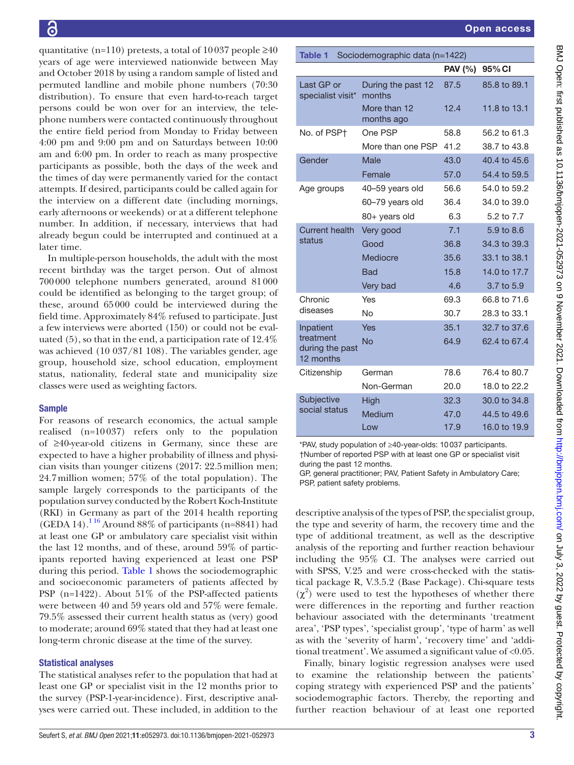quantitative (n=110) pretests, a total of 10037 people ≥40 years of age were interviewed nationwide between May and October 2018 by using a random sample of listed and permuted landline and mobile phone numbers (70:30 distribution). To ensure that even hard-to-reach target persons could be won over for an interview, the telephone numbers were contacted continuously throughout the entire field period from Monday to Friday between 4:00 pm and 9:00 pm and on Saturdays between 10:00 am and 6:00 pm. In order to reach as many prospective participants as possible, both the days of the week and the times of day were permanently varied for the contact attempts. If desired, participants could be called again for the interview on a different date (including mornings, early afternoons or weekends) or at a different telephone number. In addition, if necessary, interviews that had already begun could be interrupted and continued at a later time.

In multiple-person households, the adult with the most recent birthday was the target person. Out of almost 700000 telephone numbers generated, around 81000 could be identified as belonging to the target group; of these, around 65000 could be interviewed during the field time. Approximately 84% refused to participate. Just a few interviews were aborted (150) or could not be evaluated (5), so that in the end, a participation rate of 12.4% was achieved (10037/81108). The variables gender, age group, household size, school education, employment status, nationality, federal state and municipality size classes were used as weighting factors.

## Sample

For reasons of research economics, the actual sample realised (n=10037) refers only to the population of ≥40-year-old citizens in Germany, since these are expected to have a higher probability of illness and physician visits than younger citizens (2017: 22.5million men; 24.7million women; 57% of the total population). The sample largely corresponds to the participants of the population survey conducted by the Robert Koch-Institute (RKI) in Germany as part of the 2014 health reporting (GEDA 14).[1,16] Around 88% of participants (n=8841) had at least one GP or ambulatory care specialist visit within the last 12 months, and of these, around 59% of participants reported having experienced at least one PSP during this period. Table 1 shows the sociodemographic and socioeconomic parameters of patients affected by PSP (n=1422). About 51% of the PSP-affected patients were between 40 and 59 years old and 57% were female. 79.5% assessed their current health status as (very) good to moderate; around 69% stated that they had at least one long-term chronic disease at the time of the survey.

## Statistical analyses

The statistical analyses refer to the population that had at least one GP or specialist visit in the 12 months prior to the survey (PSP-1-year-incidence). First, descriptive analyses were carried out. These included, in addition to the descriptive analysis of the types of PSP, the specialist group, the type and severity of harm, the recovery time and the type of additional treatment, as well as the descriptive analysis of the reporting and further reaction behaviour including the 95% CI. The analyses were carried out with SPSS, V.25 and were cross-checked with the statistical package R, V.3.5.2 (Base Package). Chi-square tests ($\chi^2$) were used to test the hypotheses of whether there were differences in the reporting and further reaction behaviour associated with the determinants 'treatment area', 'PSP types', 'specialist group', 'type of harm' as well as with the 'severity of harm', 'recovery time' and 'additional treatment'. We assumed a significant value of <0.05.

Finally, binary logistic regression analyses were used to examine the relationship between the patients' coping strategy with experienced PSP and the patients' sociodemographic factors. Thereby, the reporting and further reaction behaviour of at least one reported

**Table 1** Sociodemographic data (n=1422)

| | | PAV (%) | 95% CI |
|---|---|---|---|
| Last GP or specialist visit* | During the past 12 months | 87.5 | 85.8 to 89.1 |
| | More than 12 months ago | 12.4 | 11.8 to 13.1 |
| No. of PSP† | One PSP | 58.8 | 56.2 to 61.3 |
| | More than one PSP | 41.2 | 38.7 to 43.8 |
| Gender | Male | 43.0 | 40.4 to 45.6 |
| | Female | 57.0 | 54.4 to 59.5 |
| Age groups | 40–59 years old | 56.6 | 54.0 to 59.2 |
| | 60–79 years old | 36.4 | 34.0 to 39.0 |
| | 80+ years old | 6.3 | 5.2 to 7.7 |
| Current health status | Very good | 7.1 | 5.9 to 8.6 |
| | Good | 36.8 | 34.3 to 39.3 |
| | Mediocre | 35.6 | 33.1 to 38.1 |
| | Bad | 15.8 | 14.0 to 17.7 |
| | Very bad | 4.6 | 3.7 to 5.9 |
| Chronic diseases | Yes | 69.3 | 66.8 to 71.6 |
| | No | 30.7 | 28.3 to 33.1 |
| Inpatient treatment during the past 12 months | Yes | 35.1 | 32.7 to 37.6 |
| | No | 64.9 | 62.4 to 67.4 |
| Citizenship | German | 78.6 | 76.4 to 80.7 |
| | Non-German | 20.0 | 18.0 to 22.2 |
| Subjective social status | High | 32.3 | 30.0 to 34.8 |
| | Medium | 47.0 | 44.5 to 49.6 |
| | Low | 17.9 | 16.0 to 19.9 |

*PAV, study population of ≥40-year-olds: 10037 participants.
†Number of reported PSP with at least one GP or specialist visit during the past 12 months.
GP, general practitioner; PAV, Patient Safety in Ambulatory Care; PSP, patient safety problems.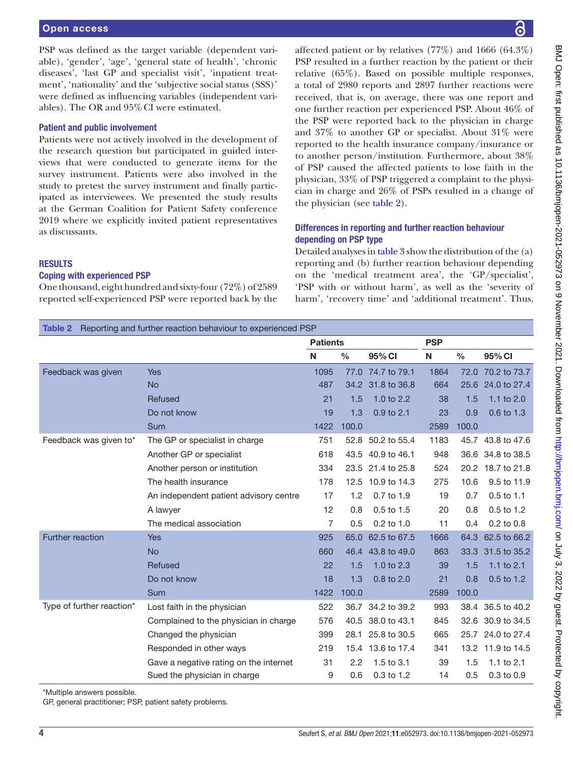PSP was defined as the target variable (dependent variable), 'gender', 'age', 'general state of health', 'chronic diseases', 'last GP and specialist visit', 'inpatient treatment', 'nationality' and the 'subjective social status (SSS)' were defined as influencing variables (independent variables). The OR and 95% CI were estimated.

### Patient and public involvement

Patients were not actively involved in the development of the research question but participated in guided interviews that were conducted to generate items for the survey instrument. Patients were also involved in the study to pretest the survey instrument and finally participated as interviewees. We presented the study results at the German Coalition for Patient Safety conference 2019 where we explicitly invited patient representatives as discussants.

## RESULTS

### Coping with experienced PSP

One thousand, eight hundred and sixty-four (72%) of 2589 reported self-experienced PSP were reported back by the affected patient or by relatives (77%) and 1666 (64.3%) PSP resulted in a further reaction by the patient or their relative (65%). Based on possible multiple responses, a total of 2980 reports and 2897 further reactions were received, that is, on average, there was one report and one further reaction per experienced PSP. About 46% of the PSP were reported back to the physician in charge and 37% to another GP or specialist. About 31% were reported to the health insurance company/insurance or to another person/institution. Furthermore, about 38% of PSP caused the affected patients to lose faith in the physician, 33% of PSP triggered a complaint to the physician in charge and 26% of PSPs resulted in a change of the physician (see table 2).

### Differences in reporting and further reaction behaviour depending on PSP type

Detailed analyses in table 3 show the distribution of the (a) reporting and (b) further reaction behaviour depending on the 'medical treatment area', the 'GP/specialist', 'PSP with or without harm', as well as the 'severity of harm', 'recovery time' and 'additional treatment'. Thus,

**Table 2** Reporting and further reaction behaviour to experienced PSP

| | | Patients | | | PSP | | |
|---|---|---|---|---|---|---|---|
| | | N | % | 95% CI | N | % | 95% CI |
| Feedback was given | Yes | 1095 | 77.0 | 74.7 to 79.1 | 1864 | 72.0 | 70.2 to 73.7 |
| | No | 487 | 34.2 | 31.8 to 36.8 | 664 | 25.6 | 24.0 to 27.4 |
| | Refused | 21 | 1.5 | 1.0 to 2.2 | 38 | 1.5 | 1.1 to 2.0 |
| | Do not know | 19 | 1.3 | 0.9 to 2.1 | 23 | 0.9 | 0.6 to 1.3 |
| | Sum | 1422 | 100.0 | | 2589 | 100.0 | |
| Feedback was given to* | The GP or specialist in charge | 751 | 52.8 | 50.2 to 55.4 | 1183 | 45.7 | 43.8 to 47.6 |
| | Another GP or specialist | 618 | 43.5 | 40.9 to 46.1 | 948 | 36.6 | 34.8 to 38.5 |
| | Another person or institution | 334 | 23.5 | 21.4 to 25.8 | 524 | 20.2 | 18.7 to 21.8 |
| | The health insurance | 178 | 12.5 | 10.9 to 14.3 | 275 | 10.6 | 9.5 to 11.9 |
| | An independent patient advisory centre | 17 | 1.2 | 0.7 to 1.9 | 19 | 0.7 | 0.5 to 1.1 |
| | A lawyer | 12 | 0.8 | 0.5 to 1.5 | 20 | 0.8 | 0.5 to 1.2 |
| | The medical association | 7 | 0.5 | 0.2 to 1.0 | 11 | 0.4 | 0.2 to 0.8 |
| Further reaction | Yes | 925 | 65.0 | 62.5 to 67.5 | 1666 | 64.3 | 62.5 to 66.2 |
| | No | 660 | 46.4 | 43.8 to 49.0 | 863 | 33.3 | 31.5 to 35.2 |
| | Refused | 22 | 1.5 | 1.0 to 2.3 | 39 | 1.5 | 1.1 to 2.1 |
| | Do not know | 18 | 1.3 | 0.8 to 2.0 | 21 | 0.8 | 0.5 to 1.2 |
| | Sum | 1422 | 100.0 | | 2589 | 100.0 | |
| Type of further reaction* | Lost faith in the physician | 522 | 36.7 | 34.2 to 39.2 | 993 | 38.4 | 36.5 to 40.2 |
| | Complained to the physician in charge | 576 | 40.5 | 38.0 to 43.1 | 845 | 32.6 | 30.9 to 34.5 |
| | Changed the physician | 399 | 28.1 | 25.8 to 30.5 | 665 | 25.7 | 24.0 to 27.4 |
| | Responded in other ways | 219 | 15.4 | 13.6 to 17.4 | 341 | 13.2 | 11.9 to 14.5 |
| | Gave a negative rating on the internet | 31 | 2.2 | 1.5 to 3.1 | 39 | 1.5 | 1.1 to 2.1 |
| | Sued the physician in charge | 9 | 0.6 | 0.3 to 1.2 | 14 | 0.5 | 0.3 to 0.9 |

*Multiple answers possible.

GP, general practitioner; PSP, patient safety problems.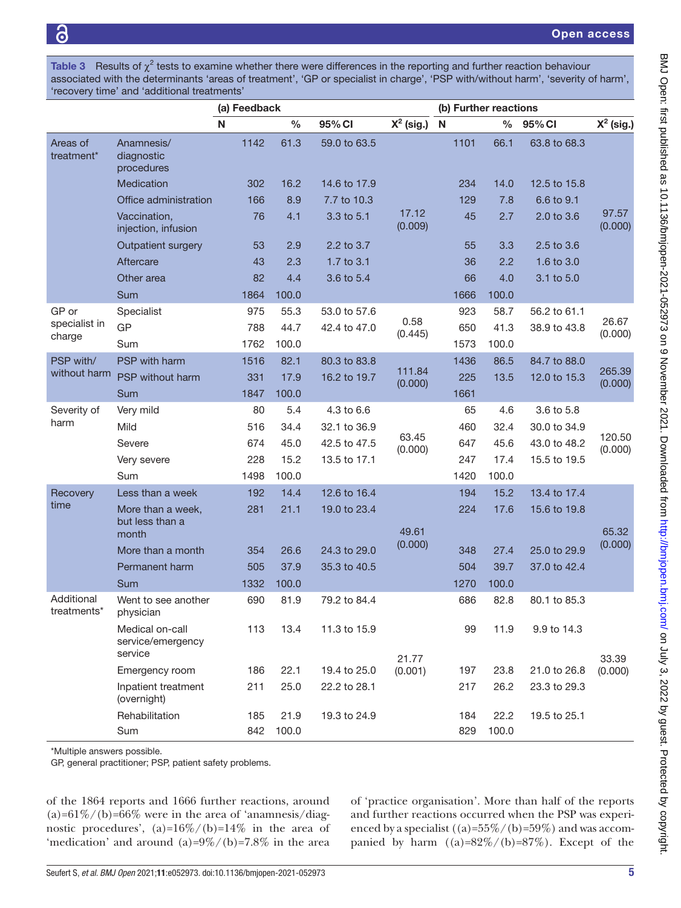**Table 3** Results of $\chi^2$ tests to examine whether there were differences in the reporting and further reaction behaviour associated with the determinants 'areas of treatment', 'GP or specialist in charge', 'PSP with/without harm', 'severity of harm', 'recovery time' and 'additional treatments'

| | | (a) Feedback | | | | (b) Further reactions | | | |
|---|---|---|---|---|---|---|---|---|---|
| | | N | % | 95% CI | $X^2$ (sig.) | N | % | 95% CI | $X^2$ (sig.) |
| Areas of treatment* | Anamnesis/ diagnostic procedures | 1142 | 61.3 | 59.0 to 63.5 | 17.12 (0.009) | 1101 | 66.1 | 63.8 to 68.3 | 97.57 (0.000) |
| | Medication | 302 | 16.2 | 14.6 to 17.9 | | 234 | 14.0 | 12.5 to 15.8 | |
| | Office administration | 166 | 8.9 | 7.7 to 10.3 | | 129 | 7.8 | 6.6 to 9.1 | |
| | Vaccination, injection, infusion | 76 | 4.1 | 3.3 to 5.1 | | 45 | 2.7 | 2.0 to 3.6 | |
| | Outpatient surgery | 53 | 2.9 | 2.2 to 3.7 | | 55 | 3.3 | 2.5 to 3.6 | |
| | Aftercare | 43 | 2.3 | 1.7 to 3.1 | | 36 | 2.2 | 1.6 to 3.0 | |
| | Other area | 82 | 4.4 | 3.6 to 5.4 | | 66 | 4.0 | 3.1 to 5.0 | |
| | Sum | 1864 | 100.0 | | | 1666 | 100.0 | | |
| GP or specialist in charge | Specialist | 975 | 55.3 | 53.0 to 57.6 | 0.58 (0.445) | 923 | 58.7 | 56.2 to 61.1 | 26.67 (0.000) |
| | GP | 788 | 44.7 | 42.4 to 47.0 | | 650 | 41.3 | 38.9 to 43.8 | |
| | Sum | 1762 | 100.0 | | | 1573 | 100.0 | | |
| PSP with/ without harm | PSP with harm | 1516 | 82.1 | 80.3 to 83.8 | 111.84 (0.000) | 1436 | 86.5 | 84.7 to 88.0 | 265.39 (0.000) |
| | PSP without harm | 331 | 17.9 | 16.2 to 19.7 | | 225 | 13.5 | 12.0 to 15.3 | |
| | Sum | 1847 | 100.0 | | | 1661 | | | |
| Severity of harm | Very mild | 80 | 5.4 | 4.3 to 6.6 | 63.45 (0.000) | 65 | 4.6 | 3.6 to 5.8 | 120.50 (0.000) |
| | Mild | 516 | 34.4 | 32.1 to 36.9 | | 460 | 32.4 | 30.0 to 34.9 | |
| | Severe | 674 | 45.0 | 42.5 to 47.5 | | 647 | 45.6 | 43.0 to 48.2 | |
| | Very severe | 228 | 15.2 | 13.5 to 17.1 | | 247 | 17.4 | 15.5 to 19.5 | |
| | Sum | 1498 | 100.0 | | | 1420 | 100.0 | | |
| Recovery time | Less than a week | 192 | 14.4 | 12.6 to 16.4 | 49.61 (0.000) | 194 | 15.2 | 13.4 to 17.4 | 65.32 (0.000) |
| | More than a week, but less than a month | 281 | 21.1 | 19.0 to 23.4 | | 224 | 17.6 | 15.6 to 19.8 | |
| | More than a month | 354 | 26.6 | 24.3 to 29.0 | | 348 | 27.4 | 25.0 to 29.9 | |
| | Permanent harm | 505 | 37.9 | 35.3 to 40.5 | | 504 | 39.7 | 37.0 to 42.4 | |
| | Sum | 1332 | 100.0 | | | 1270 | 100.0 | | |
| Additional treatments* | Went to see another physician | 690 | 81.9 | 79.2 to 84.4 | 21.77 (0.001) | 686 | 82.8 | 80.1 to 85.3 | 33.39 (0.000) |
| | Medical on-call service/emergency service | 113 | 13.4 | 11.3 to 15.9 | | 99 | 11.9 | 9.9 to 14.3 | |
| | Emergency room | 186 | 22.1 | 19.4 to 25.0 | | 197 | 23.8 | 21.0 to 26.8 | |
| | Inpatient treatment (overnight) | 211 | 25.0 | 22.2 to 28.1 | | 217 | 26.2 | 23.3 to 29.3 | |
| | Rehabilitation | 185 | 21.9 | 19.3 to 24.9 | | 184 | 22.2 | 19.5 to 25.1 | |
| | Sum | 842 | 100.0 | | | 829 | 100.0 | | |

*Multiple answers possible.

GP, general practitioner; PSP, patient safety problems.

of the 1864 reports and 1666 further reactions, around (a)=61%/(b)=66% were in the area of 'anamnesis/diagnostic procedures', (a)=16%/(b)=14% in the area of 'medication' and around (a)=9%/(b)=7.8% in the area of 'practice organisation'. More than half of the reports and further reactions occurred when the PSP was experienced by a specialist ((a)=55%/(b)=59%) and was accompanied by harm ((a)=82%/(b)=87%). Except of the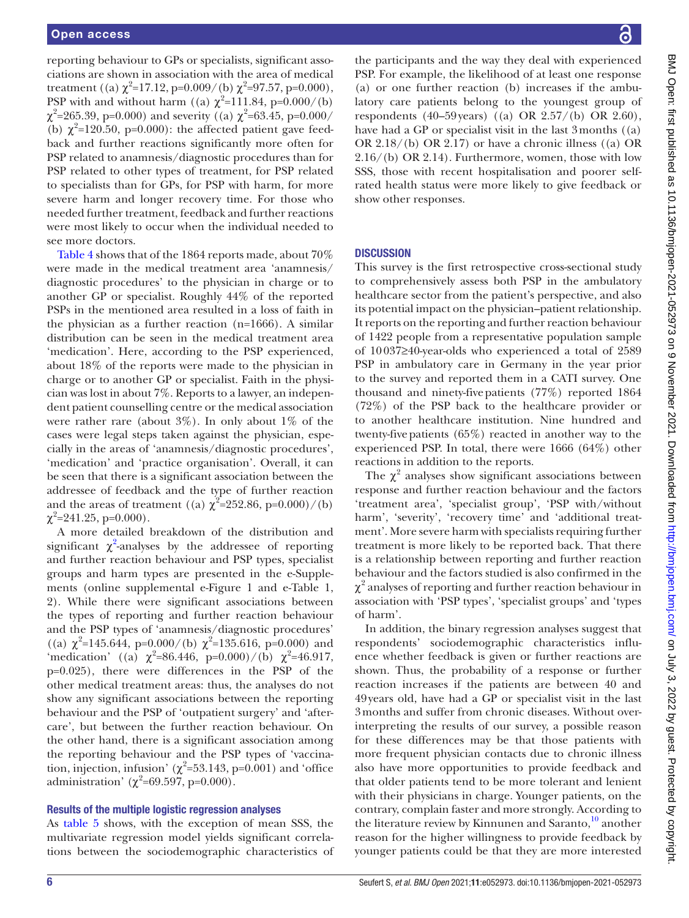reporting behaviour to GPs or specialists, significant associations are shown in association with the area of medical treatment ((a) $\chi^2$=17.12, p=0.009/(b) $\chi^2$=97.57, p=0.000), PSP with and without harm ((a) $\chi^2$=111.84, p=0.000/(b) $\chi^2$=265.39, p=0.000) and severity ((a) $\chi^2$=63.45, p=0.000/(b) $\chi^2$=120.50, p=0.000): the affected patient gave feedback and further reactions significantly more often for PSP related to anamnesis/diagnostic procedures than for PSP related to other types of treatment, for PSP related to specialists than for GPs, for PSP with harm, for more severe harm and longer recovery time. For those who needed further treatment, feedback and further reactions were most likely to occur when the individual needed to see more doctors.

Table 4 shows that of the 1864 reports made, about 70% were made in the medical treatment area 'anamnesis/diagnostic procedures' to the physician in charge or to another GP or specialist. Roughly 44% of the reported PSPs in the mentioned area resulted in a loss of faith in the physician as a further reaction (n=1666). A similar distribution can be seen in the medical treatment area 'medication'. Here, according to the PSP experienced, about 18% of the reports were made to the physician in charge or to another GP or specialist. Faith in the physician was lost in about 7%. Reports to a lawyer, an independent patient counselling centre or the medical association were rather rare (about 3%). In only about 1% of the cases were legal steps taken against the physician, especially in the areas of 'anamnesis/diagnostic procedures', 'medication' and 'practice organisation'. Overall, it can be seen that there is a significant association between the addressee of feedback and the type of further reaction and the areas of treatment ((a) $\chi^2$=252.86, p=0.000)/(b) $\chi^2$=241.25, p=0.000).

A more detailed breakdown of the distribution and significant $\chi^2$-analyses by the addressee of reporting and further reaction behaviour and PSP types, specialist groups and harm types are presented in the e-Supplements (online supplemental e-Figure 1 and e-Table 1, 2). While there were significant associations between the types of reporting and further reaction behaviour and the PSP types of 'anamnesis/diagnostic procedures' ((a) $\chi^2$=145.644, p=0.000/(b) $\chi^2$=135.616, p=0.000) and 'medication' ((a) $\chi^2$=86.446, p=0.000)/(b) $\chi^2$=46.917, p=0.025), there were differences in the PSP of the other medical treatment areas: thus, the analyses do not show any significant associations between the reporting behaviour and the PSP of 'outpatient surgery' and 'aftercare', but between the further reaction behaviour. On the other hand, there is a significant association among the reporting behaviour and the PSP types of 'vaccination, injection, infusion' ($\chi^2$=53.143, p=0.001) and 'office administration' ($\chi^2$=69.597, p=0.000).

### Results of the multiple logistic regression analyses

As table 5 shows, with the exception of mean SSS, the multivariate regression model yields significant correlations between the sociodemographic characteristics of the participants and the way they deal with experienced PSP. For example, the likelihood of at least one response (a) or one further reaction (b) increases if the ambulatory care patients belong to the youngest group of respondents (40–59 years) ((a) OR 2.57/(b) OR 2.60), have had a GP or specialist visit in the last 3 months ((a) OR 2.18/(b) OR 2.17) or have a chronic illness ((a) OR 2.16/(b) OR 2.14). Furthermore, women, those with low SSS, those with recent hospitalisation and poorer self-rated health status were more likely to give feedback or show other responses.

## DISCUSSION

This survey is the first retrospective cross-sectional study to comprehensively assess both PSP in the ambulatory healthcare sector from the patient's perspective, and also its potential impact on the physician–patient relationship. It reports on the reporting and further reaction behaviour of 1422 people from a representative population sample of 10 037≥40-year-olds who experienced a total of 2589 PSP in ambulatory care in Germany in the year prior to the survey and reported them in a CATI survey. One thousand and ninety-five patients (77%) reported 1864 (72%) of the PSP back to the healthcare provider or to another healthcare institution. Nine hundred and twenty-five patients (65%) reacted in another way to the experienced PSP. In total, there were 1666 (64%) other reactions in addition to the reports.

The $\chi^2$ analyses show significant associations between response and further reaction behaviour and the factors 'treatment area', 'specialist group', 'PSP with/without harm', 'severity', 'recovery time' and 'additional treatment'. More severe harm with specialists requiring further treatment is more likely to be reported back. That there is a relationship between reporting and further reaction behaviour and the factors studied is also confirmed in the $\chi^2$ analyses of reporting and further reaction behaviour in association with 'PSP types', 'specialist groups' and 'types of harm'.

In addition, the binary regression analyses suggest that respondents' sociodemographic characteristics influence whether feedback is given or further reactions are shown. Thus, the probability of a response or further reaction increases if the patients are between 40 and 49 years old, have had a GP or specialist visit in the last 3 months and suffer from chronic diseases. Without overinterpreting the results of our survey, a possible reason for these differences may be that those patients with more frequent physician contacts due to chronic illness also have more opportunities to provide feedback and that older patients tend to be more tolerant and lenient with their physicians in charge. Younger patients, on the contrary, complain faster and more strongly. According to the literature review by Kinnunen and Saranto,[10] another reason for the higher willingness to provide feedback by younger patients could be that they are more interested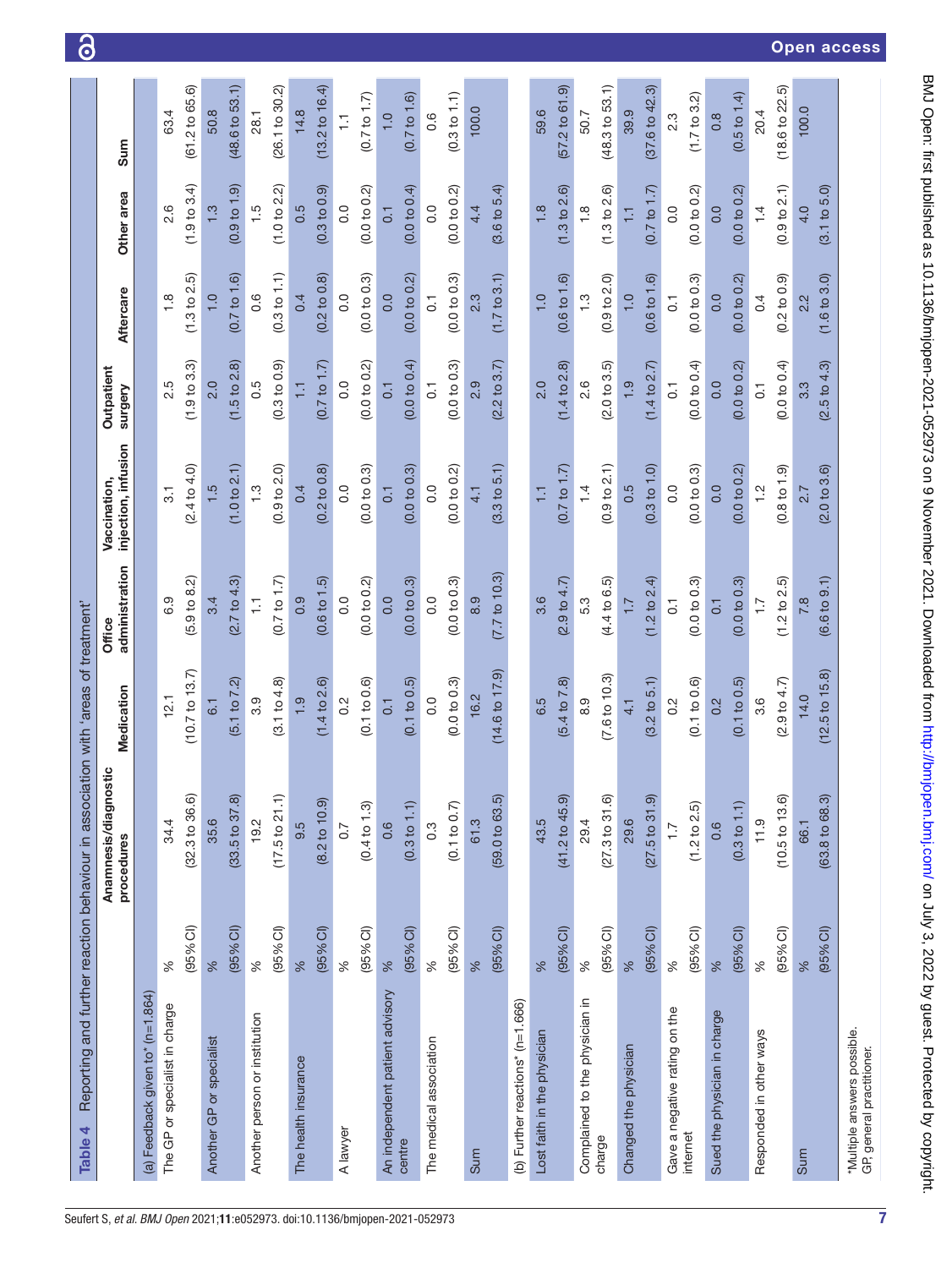**Table 4** Reporting and further reaction behaviour in association with 'areas of treatment'

| | | Anamnesis/diagnostic procedures | Medication | Office administration | Vaccination, injection, infusion | Outpatient surgery | Aftercare | Other area | Sum |
|---|---|---|---|---|---|---|---|---|---|
| (a) Feedback given to* (n=1.864) | | | | | | | | | |
| The GP or specialist in charge | % | 34.4 | 12.1 | 6.9 | 3.1 | 2.5 | 1.8 | 2.6 | 63.4 |
| | (95% CI) | (32.3 to 36.6) | (10.7 to 13.7) | (5.9 to 8.2) | (2.4 to 4.0) | (1.9 to 3.3) | (1.3 to 2.5) | (1.9 to 3.4) | (61.2 to 65.6) |
| Another GP or specialist | % | 35.6 | 6.1 | 3.4 | 1.5 | 2.0 | 1.0 | 1.3 | 50.8 |
| | (95% CI) | (33.5 to 37.8) | (5.1 to 7.2) | (2.7 to 4.3) | (1.0 to 2.1) | (1.5 to 2.8) | (0.7 to 1.6) | (0.9 to 1.9) | (48.6 to 53.1) |
| Another person or institution | % | 19.2 | 3.9 | 1.1 | 1.3 | 0.5 | 0.6 | 1.5 | 28.1 |
| | (95% CI) | (17.5 to 21.1) | (3.1 to 4.8) | (0.7 to 1.7) | (0.9 to 2.0) | (0.3 to 0.9) | (0.3 to 1.1) | (1.0 to 2.2) | (26.1 to 30.2) |
| The health insurance | % | 9.5 | 1.9 | 0.9 | 0.4 | 1.1 | 0.4 | 0.5 | 14.8 |
| | (95% CI) | (8.2 to 10.9) | (1.4 to 2.6) | (0.6 to 1.5) | (0.2 to 0.8) | (0.7 to 1.7) | (0.2 to 0.8) | (0.3 to 0.9) | (13.2 to 16.4) |
| A lawyer | % | 0.7 | 0.2 | 0.0 | 0.0 | 0.0 | 0.0 | 0.0 | 1.1 |
| | (95% CI) | (0.4 to 1.3) | (0.1 to 0.6) | (0.0 to 0.2) | (0.0 to 0.3) | (0.0 to 0.2) | (0.0 to 0.3) | (0.0 to 0.2) | (0.7 to 1.7) |
| An independent patient advisory centre | % | 0.6 | 0.1 | 0.0 | 0.1 | 0.1 | 0.0 | 0.1 | 1.0 |
| | (95% CI) | (0.3 to 1.1) | (0.1 to 0.5) | (0.0 to 0.3) | (0.0 to 0.3) | (0.0 to 0.4) | (0.0 to 0.2) | (0.0 to 0.4) | (0.7 to 1.6) |
| The medical association | % | 0.3 | 0.0 | 0.0 | 0.0 | 0.1 | 0.1 | 0.0 | 0.6 |
| | (95% CI) | (0.1 to 0.7) | (0.0 to 0.3) | (0.0 to 0.3) | (0.0 to 0.2) | (0.0 to 0.3) | (0.0 to 0.3) | (0.0 to 0.2) | (0.3 to 1.1) |
| Sum | % | 61.3 | 16.2 | 8.9 | 4.1 | 2.9 | 2.3 | 4.4 | 100.0 |
| | (95% CI) | (59.0 to 63.5) | (14.6 to 17.9) | (7.7 to 10.3) | (3.3 to 5.1) | (2.2 to 3.7) | (1.7 to 3.1) | (3.6 to 5.4) | |
| (b) Further reactions* (n=1.666) | | | | | | | | | |
| Lost faith in the physician | % | 43.5 | 6.5 | 3.6 | 1.1 | 2.0 | 1.0 | 1.8 | 59.6 |
| | (95% CI) | (41.2 to 45.9) | (5.4 to 7.8) | (2.9 to 4.7) | (0.7 to 1.7) | (1.4 to 2.8) | (0.6 to 1.6) | (1.3 to 2.6) | (57.2 to 61.9) |
| Complained to the physician in charge | % | 29.4 | 8.9 | 5.3 | 1.4 | 2.6 | 1.3 | 1.8 | 50.7 |
| | (95% CI) | (27.3 to 31.6) | (7.6 to 10.3) | (4.4 to 6.5) | (0.9 to 2.1) | (2.0 to 3.5) | (0.9 to 2.0) | (1.3 to 2.6) | (48.3 to 53.1) |
| Changed the physician | % | 29.6 | 4.1 | 1.7 | 0.5 | 1.9 | 1.0 | 1.1 | 39.9 |
| | (95% CI) | (27.5 to 31.9) | (3.2 to 5.1) | (1.2 to 2.4) | (0.3 to 1.0) | (1.4 to 2.7) | (0.6 to 1.6) | (0.7 to 1.7) | (37.6 to 42.3) |
| Gave a negative rating on the internet | % | 1.7 | 0.2 | 0.1 | 0.0 | 0.1 | 0.1 | 0.0 | 2.3 |
| | (95% CI) | (1.2 to 2.5) | (0.1 to 0.6) | (0.0 to 0.3) | (0.0 to 0.3) | (0.0 to 0.4) | (0.0 to 0.3) | (0.0 to 0.2) | (1.7 to 3.2) |
| Sued the physician in charge | % | 0.6 | 0.2 | 0.1 | 0.0 | 0.0 | 0.0 | 0.0 | 0.8 |
| | (95% CI) | (0.3 to 1.1) | (0.1 to 0.5) | (0.0 to 0.3) | (0.0 to 0.2) | (0.0 to 0.2) | (0.0 to 0.2) | (0.0 to 0.2) | (0.5 to 1.4) |
| Responded in other ways | % | 11.9 | 3.6 | 1.7 | 1.2 | 0.1 | 0.4 | 1.4 | 20.4 |
| | (95% CI) | (10.5 to 13.6) | (2.9 to 4.7) | (1.2 to 2.5) | (0.8 to 1.9) | (0.0 to 0.4) | (0.2 to 0.9) | (0.9 to 2.1) | (18.6 to 22.5) |
| Sum | % | 66.1 | 14.0 | 7.8 | 2.7 | 3.3 | 2.2 | 4.0 | 100.0 |
| | (95% CI) | (63.8 to 68.3) | (12.5 to 15.8) | (6.6 to 9.1) | (2.0 to 3.6) | (2.5 to 4.3) | (1.6 to 3.0) | (3.1 to 5.0) | |

*Multiple answers possible.
GP, general practitioner.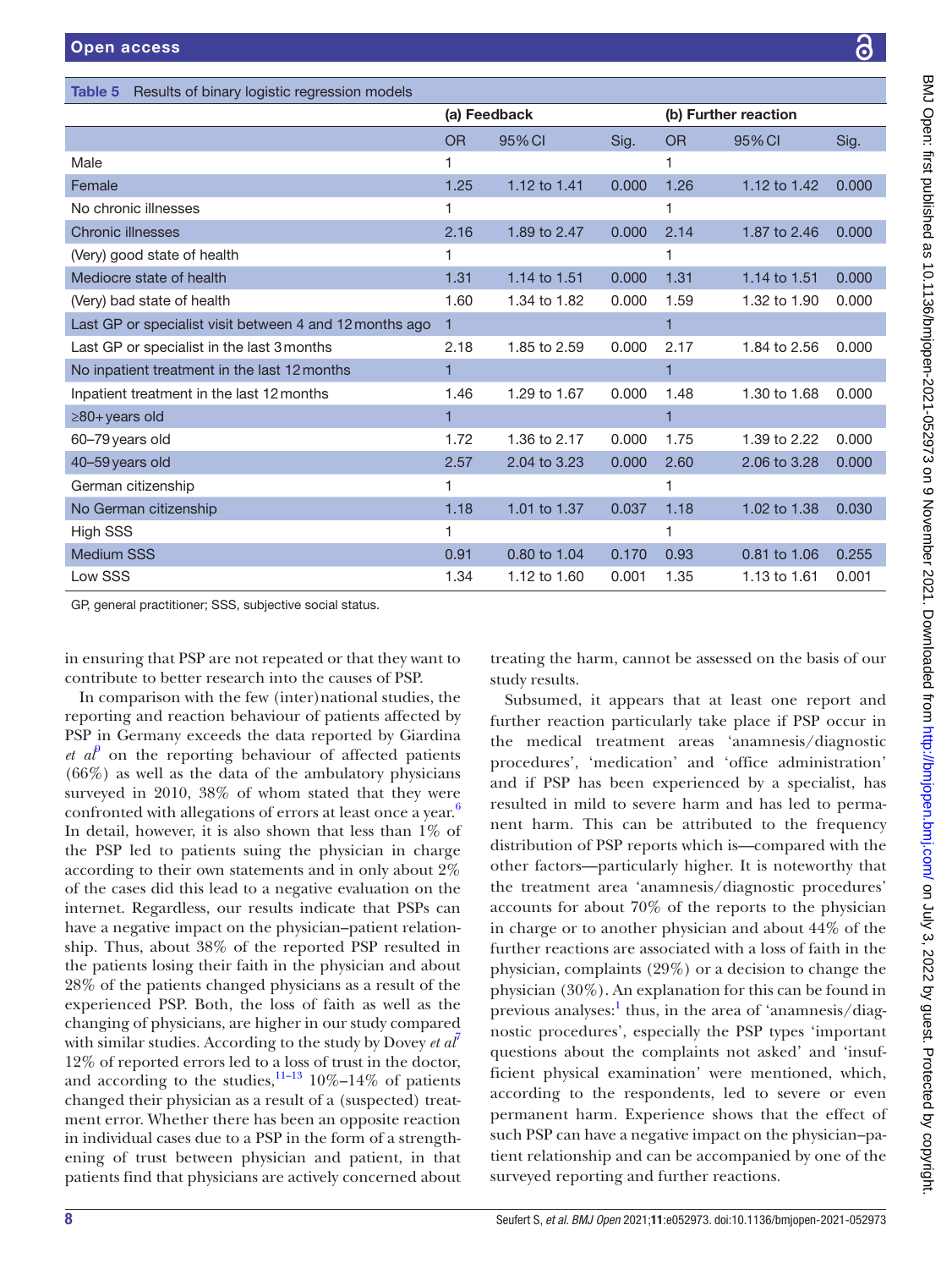**Table 5** Results of binary logistic regression models

| | (a) Feedback | | | (b) Further reaction | | |
|---|---|---|---|---|---|---|
| | OR | 95% CI | Sig. | OR | 95% CI | Sig. |
| Male | 1 | | | 1 | | |
| Female | 1.25 | 1.12 to 1.41 | 0.000 | 1.26 | 1.12 to 1.42 | 0.000 |
| No chronic illnesses | 1 | | | 1 | | |
| Chronic illnesses | 2.16 | 1.89 to 2.47 | 0.000 | 2.14 | 1.87 to 2.46 | 0.000 |
| (Very) good state of health | 1 | | | 1 | | |
| Mediocre state of health | 1.31 | 1.14 to 1.51 | 0.000 | 1.31 | 1.14 to 1.51 | 0.000 |
| (Very) bad state of health | 1.60 | 1.34 to 1.82 | 0.000 | 1.59 | 1.32 to 1.90 | 0.000 |
| Last GP or specialist visit between 4 and 12 months ago | 1 | | | 1 | | |
| Last GP or specialist in the last 3 months | 2.18 | 1.85 to 2.59 | 0.000 | 2.17 | 1.84 to 2.56 | 0.000 |
| No inpatient treatment in the last 12 months | 1 | | | 1 | | |
| Inpatient treatment in the last 12 months | 1.46 | 1.29 to 1.67 | 0.000 | 1.48 | 1.30 to 1.68 | 0.000 |
| ≥80+ years old | 1 | | | 1 | | |
| 60–79 years old | 1.72 | 1.36 to 2.17 | 0.000 | 1.75 | 1.39 to 2.22 | 0.000 |
| 40–59 years old | 2.57 | 2.04 to 3.23 | 0.000 | 2.60 | 2.06 to 3.28 | 0.000 |
| German citizenship | 1 | | | 1 | | |
| No German citizenship | 1.18 | 1.01 to 1.37 | 0.037 | 1.18 | 1.02 to 1.38 | 0.030 |
| High SSS | 1 | | | 1 | | |
| Medium SSS | 0.91 | 0.80 to 1.04 | 0.170 | 0.93 | 0.81 to 1.06 | 0.255 |
| Low SSS | 1.34 | 1.12 to 1.60 | 0.001 | 1.35 | 1.13 to 1.61 | 0.001 |

GP, general practitioner; SSS, subjective social status.

in ensuring that PSP are not repeated or that they want to contribute to better research into the causes of PSP.

In comparison with the few (inter)national studies, the reporting and reaction behaviour of patients affected by PSP in Germany exceeds the data reported by Giardina *et al*[9] on the reporting behaviour of affected patients (66%) as well as the data of the ambulatory physicians surveyed in 2010, 38% of whom stated that they were confronted with allegations of errors at least once a year.[6] In detail, however, it is also shown that less than 1% of the PSP led to patients suing the physician in charge according to their own statements and in only about 2% of the cases did this lead to a negative evaluation on the internet. Regardless, our results indicate that PSPs can have a negative impact on the physician–patient relationship. Thus, about 38% of the reported PSP resulted in the patients losing their faith in the physician and about 28% of the patients changed physicians as a result of the experienced PSP. Both, the loss of faith as well as the changing of physicians, are higher in our study compared with similar studies. According to the study by Dovey *et al*[7] 12% of reported errors led to a loss of trust in the doctor, and according to the studies,[11–13] 10%–14% of patients changed their physician as a result of a (suspected) treatment error. Whether there has been an opposite reaction in individual cases due to a PSP in the form of a strengthening of trust between physician and patient, in that patients find that physicians are actively concerned about treating the harm, cannot be assessed on the basis of our study results.

Subsumed, it appears that at least one report and further reaction particularly take place if PSP occur in the medical treatment areas 'anamnesis/diagnostic procedures', 'medication' and 'office administration' and if PSP has been experienced by a specialist, has resulted in mild to severe harm and has led to permanent harm. This can be attributed to the frequency distribution of PSP reports which is—compared with the other factors—particularly higher. It is noteworthy that the treatment area 'anamnesis/diagnostic procedures' accounts for about 70% of the reports to the physician in charge or to another physician and about 44% of the further reactions are associated with a loss of faith in the physician, complaints (29%) or a decision to change the physician (30%). An explanation for this can be found in previous analyses:[1] thus, in the area of 'anamnesis/diagnostic procedures', especially the PSP types 'important questions about the complaints not asked' and 'insufficient physical examination' were mentioned, which, according to the respondents, led to severe or even permanent harm. Experience shows that the effect of such PSP can have a negative impact on the physician–patient relationship and can be accompanied by one of the surveyed reporting and further reactions.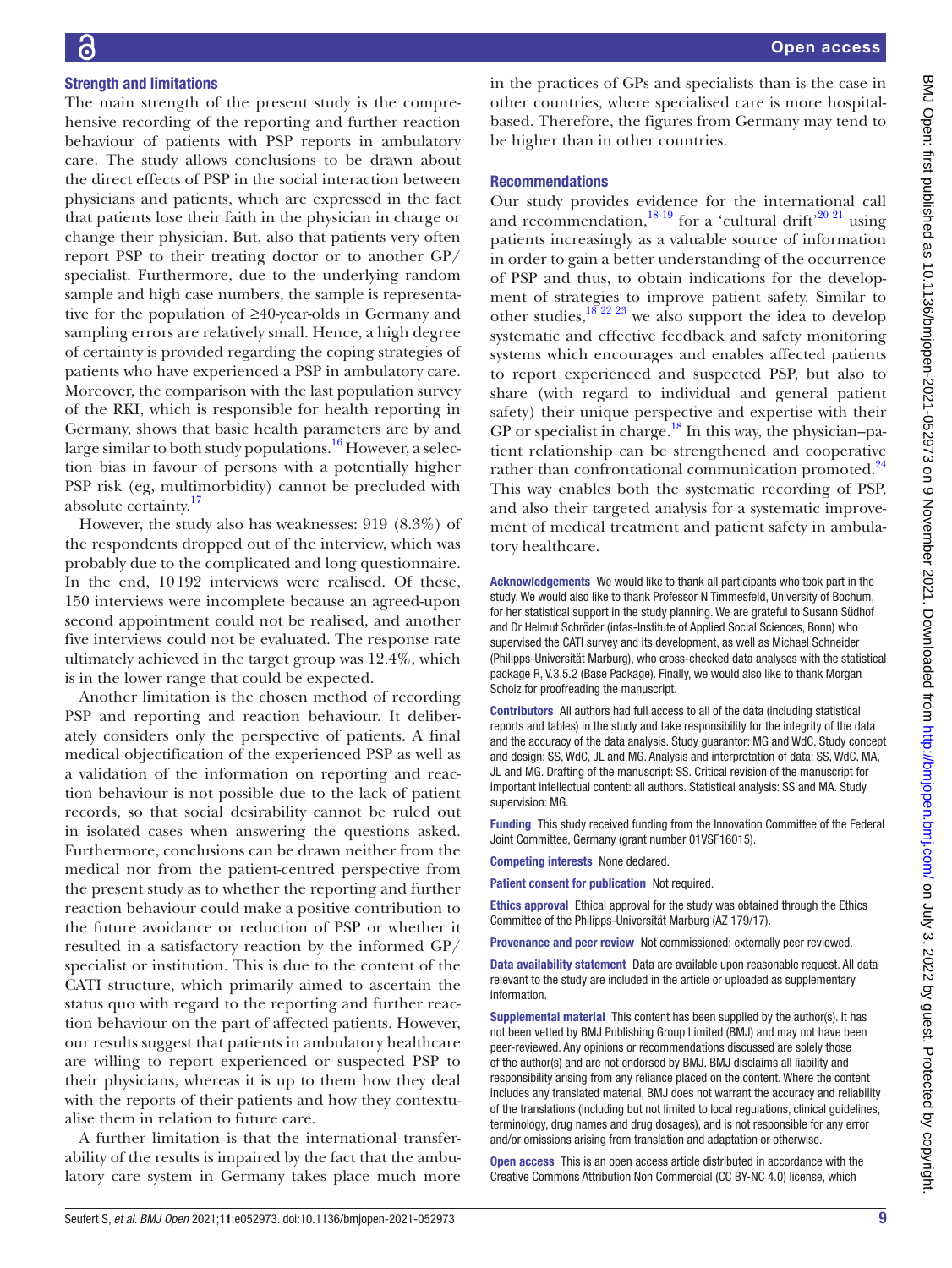### Strength and limitations

The main strength of the present study is the comprehensive recording of the reporting and further reaction behaviour of patients with PSP reports in ambulatory care. The study allows conclusions to be drawn about the direct effects of PSP in the social interaction between physicians and patients, which are expressed in the fact that patients lose their faith in the physician in charge or change their physician. But, also that patients very often report PSP to their treating doctor or to another GP/specialist. Furthermore, due to the underlying random sample and high case numbers, the sample is representative for the population of ≥40-year-olds in Germany and sampling errors are relatively small. Hence, a high degree of certainty is provided regarding the coping strategies of patients who have experienced a PSP in ambulatory care. Moreover, the comparison with the last population survey of the RKI, which is responsible for health reporting in Germany, shows that basic health parameters are by and large similar to both study populations.[16] However, a selection bias in favour of persons with a potentially higher PSP risk (eg, multimorbidity) cannot be precluded with absolute certainty.[17]

However, the study also has weaknesses: 919 (8.3%) of the respondents dropped out of the interview, which was probably due to the complicated and long questionnaire. In the end, 10192 interviews were realised. Of these, 150 interviews were incomplete because an agreed-upon second appointment could not be realised, and another five interviews could not be evaluated. The response rate ultimately achieved in the target group was 12.4%, which is in the lower range that could be expected.

Another limitation is the chosen method of recording PSP and reporting and reaction behaviour. It deliberately considers only the perspective of patients. A final medical objectification of the experienced PSP as well as a validation of the information on reporting and reaction behaviour is not possible due to the lack of patient records, so that social desirability cannot be ruled out in isolated cases when answering the questions asked. Furthermore, conclusions can be drawn neither from the medical nor from the patient-centred perspective from the present study as to whether the reporting and further reaction behaviour could make a positive contribution to the future avoidance or reduction of PSP or whether it resulted in a satisfactory reaction by the informed GP/specialist or institution. This is due to the content of the CATI structure, which primarily aimed to ascertain the status quo with regard to the reporting and further reaction behaviour on the part of affected patients. However, our results suggest that patients in ambulatory healthcare are willing to report experienced or suspected PSP to their physicians, whereas it is up to them how they deal with the reports of their patients and how they contextualise them in relation to future care.

A further limitation is that the international transferability of the results is impaired by the fact that the ambulatory care system in Germany takes place much more in the practices of GPs and specialists than is the case in other countries, where specialised care is more hospital-based. Therefore, the figures from Germany may tend to be higher than in other countries.

### Recommendations

Our study provides evidence for the international call and recommendation,[18 19] for a 'cultural drift'[20 21] using patients increasingly as a valuable source of information in order to gain a better understanding of the occurrence of PSP and thus, to obtain indications for the development of strategies to improve patient safety. Similar to other studies,[18 22 23] we also support the idea to develop systematic and effective feedback and safety monitoring systems which encourages and enables affected patients to report experienced and suspected PSP, but also to share (with regard to individual and general patient safety) their unique perspective and expertise with their GP or specialist in charge.[18] In this way, the physician–patient relationship can be strengthened and cooperative rather than confrontational communication promoted.[24] This way enables both the systematic recording of PSP, and also their targeted analysis for a systematic improvement of medical treatment and patient safety in ambulatory healthcare.

**Acknowledgements** We would like to thank all participants who took part in the study. We would also like to thank Professor N Timmesfeld, University of Bochum, for her statistical support in the study planning. We are grateful to Susann Südhof and Dr Helmut Schröder (infas-Institute of Applied Social Sciences, Bonn) who supervised the CATI survey and its development, as well as Michael Schneider (Philipps-Universität Marburg), who cross-checked data analyses with the statistical package R, V.3.5.2 (Base Package). Finally, we would also like to thank Morgan Scholz for proofreading the manuscript.

**Contributors** All authors had full access to all of the data (including statistical reports and tables) in the study and take responsibility for the integrity of the data and the accuracy of the data analysis. Study guarantor: MG and WdC. Study concept and design: SS, WdC, JL and MG. Analysis and interpretation of data: SS, WdC, MA, JL and MG. Drafting of the manuscript: SS. Critical revision of the manuscript for important intellectual content: all authors. Statistical analysis: SS and MA. Study supervision: MG.

**Funding** This study received funding from the Innovation Committee of the Federal Joint Committee, Germany (grant number 01VSF16015).

**Competing interests** None declared.

**Patient consent for publication** Not required.

**Ethics approval** Ethical approval for the study was obtained through the Ethics Committee of the Philipps-Universität Marburg (AZ 179/17).

**Provenance and peer review** Not commissioned; externally peer reviewed.

**Data availability statement** Data are available upon reasonable request. All data relevant to the study are included in the article or uploaded as supplementary information.

**Supplemental material** This content has been supplied by the author(s). It has not been vetted by BMJ Publishing Group Limited (BMJ) and may not have been peer-reviewed. Any opinions or recommendations discussed are solely those of the author(s) and are not endorsed by BMJ. BMJ disclaims all liability and responsibility arising from any reliance placed on the content. Where the content includes any translated material, BMJ does not warrant the accuracy and reliability of the translations (including but not limited to local regulations, clinical guidelines, terminology, drug names and drug dosages), and is not responsible for any error and/or omissions arising from translation and adaptation or otherwise.

**Open access** This is an open access article distributed in accordance with the Creative Commons Attribution Non Commercial (CC BY-NC 4.0) license, which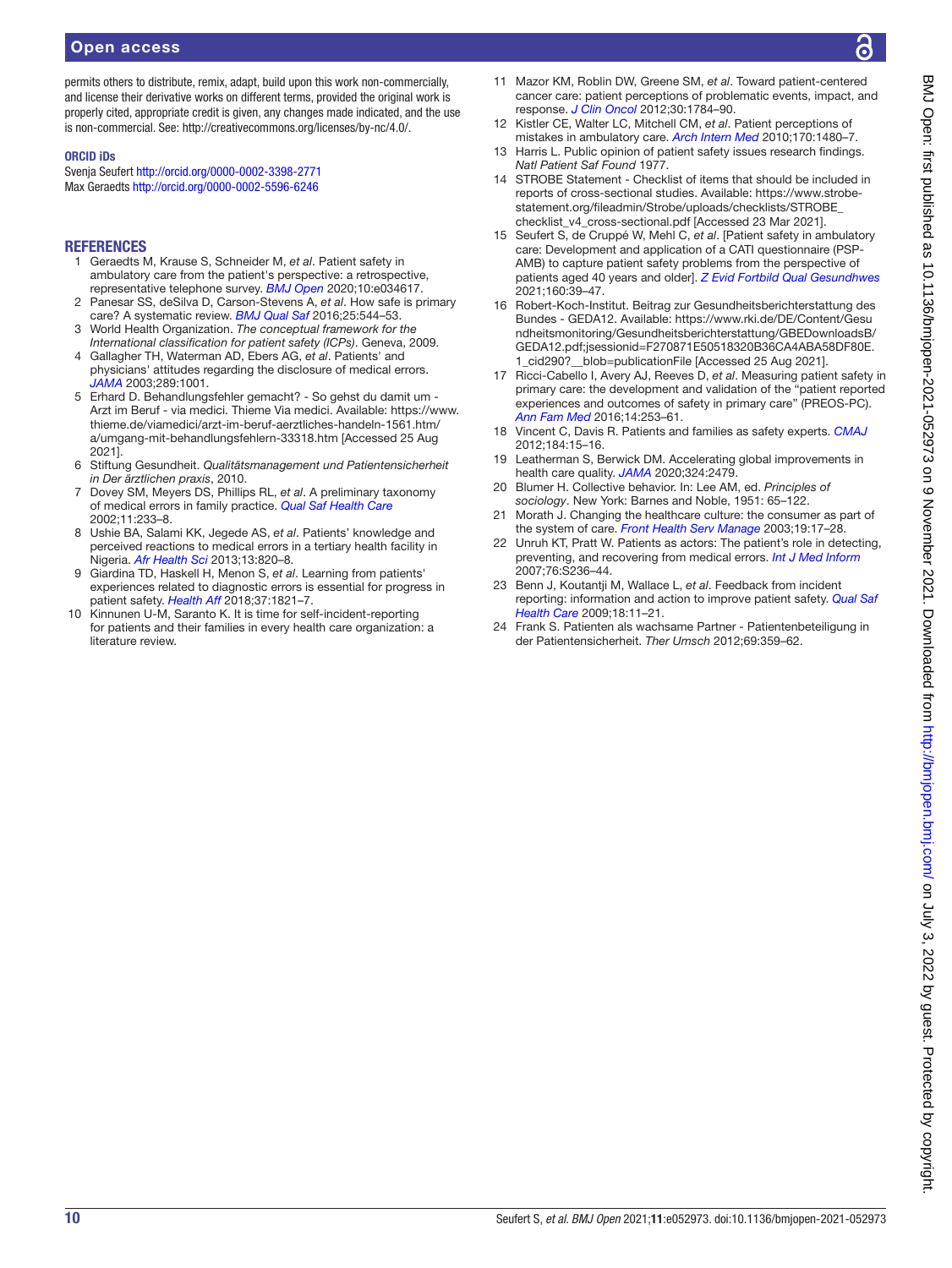permits others to distribute, remix, adapt, build upon this work non-commercially, and license their derivative works on different terms, provided the original work is properly cited, appropriate credit is given, any changes made indicated, and the use is non-commercial. See: http://creativecommons.org/licenses/by-nc/4.0/.

#### ORCID iDs

Svenja Seufert http://orcid.org/0000-0002-3398-2771
Max Geraedts http://orcid.org/0000-0002-5596-6246

## REFERENCES

1. Geraedts M, Krause S, Schneider M, *et al*. Patient safety in ambulatory care from the patient's perspective: a retrospective, representative telephone survey. *BMJ Open* 2020;10:e034617.
2. Panesar SS, deSilva D, Carson-Stevens A, *et al*. How safe is primary care? A systematic review. *BMJ Qual Saf* 2016;25:544–53.
3. World Health Organization. *The conceptual framework for the International classification for patient safety (ICPs)*. Geneva, 2009.
4. Gallagher TH, Waterman AD, Ebers AG, *et al*. Patients' and physicians' attitudes regarding the disclosure of medical errors. *JAMA* 2003;289:1001.
5. Erhard D. Behandlungsfehler gemacht? - So gehst du damit um - Arzt im Beruf - via medici. Thieme Via medici. Available: https://www.thieme.de/viamedici/arzt-im-beruf-aerztliches-handeln-1561.htm/a/umgang-mit-behandlungsfehlern-33318.htm [Accessed 25 Aug 2021].
6. Stiftung Gesundheit. *Qualitätsmanagement und Patientensicherheit in Der ärztlichen praxis*, 2010.
7. Dovey SM, Meyers DS, Phillips RL, *et al*. A preliminary taxonomy of medical errors in family practice. *Qual Saf Health Care* 2002;11:233–8.
8. Ushie BA, Salami KK, Jegede AS, *et al*. Patients' knowledge and perceived reactions to medical errors in a tertiary health facility in Nigeria. *Afr Health Sci* 2013;13:820–8.
9. Giardina TD, Haskell H, Menon S, *et al*. Learning from patients' experiences related to diagnostic errors is essential for progress in patient safety. *Health Aff* 2018;37:1821–7.
10. Kinnunen U-M, Saranto K. It is time for self-incident-reporting for patients and their families in every health care organization: a literature review.
11. Mazor KM, Roblin DW, Greene SM, *et al*. Toward patient-centered cancer care: patient perceptions of problematic events, impact, and response. *J Clin Oncol* 2012;30:1784–90.
12. Kistler CE, Walter LC, Mitchell CM, *et al*. Patient perceptions of mistakes in ambulatory care. *Arch Intern Med* 2010;170:1480–7.
13. Harris L. Public opinion of patient safety issues research findings. *Natl Patient Saf Found* 1977.
14. STROBE Statement - Checklist of items that should be included in reports of cross-sectional studies. Available: https://www.strobe-statement.org/fileadmin/Strobe/uploads/checklists/STROBE_checklist_v4_cross-sectional.pdf [Accessed 23 Mar 2021].
15. Seufert S, de Cruppé W, Mehl C, *et al*. [Patient safety in ambulatory care: Development and application of a CATI questionnaire (PSP-AMB) to capture patient safety problems from the perspective of patients aged 40 years and older]. *Z Evid Fortbild Qual Gesundhwes* 2021;160:39–47.
16. Robert-Koch-Institut. Beitrag zur Gesundheitsberichterstattung des Bundes - GEDA12. Available: https://www.rki.de/DE/Content/Gesundheitsmonitoring/Gesundheitsberichterstattung/GBEDownloadsB/GEDA12.pdf;jsessionid=F270871E50518320B36CA4ABA58DF80E.1_cid290?__blob=publicationFile [Accessed 25 Aug 2021].
17. Ricci-Cabello I, Avery AJ, Reeves D, *et al*. Measuring patient safety in primary care: the development and validation of the "patient reported experiences and outcomes of safety in primary care" (PREOS-PC). *Ann Fam Med* 2016;14:253–61.
18. Vincent C, Davis R. Patients and families as safety experts. *CMAJ* 2012;184:15–16.
19. Leatherman S, Berwick DM. Accelerating global improvements in health care quality. *JAMA* 2020;324:2479.
20. Blumer H. Collective behavior. In: Lee AM, ed. *Principles of sociology*. New York: Barnes and Noble, 1951: 65–122.
21. Morath J. Changing the healthcare culture: the consumer as part of the system of care. *Front Health Serv Manage* 2003;19:17–28.
22. Unruh KT, Pratt W. Patients as actors: The patient's role in detecting, preventing, and recovering from medical errors. *Int J Med Inform* 2007;76:S236–44.
23. Benn J, Koutantji M, Wallace L, *et al*. Feedback from incident reporting: information and action to improve patient safety. *Qual Saf Health Care* 2009;18:11–21.
24. Frank S. Patienten als wachsame Partner - Patientenbeteiligung in der Patientensicherheit. *Ther Umsch* 2012;69:359–62.